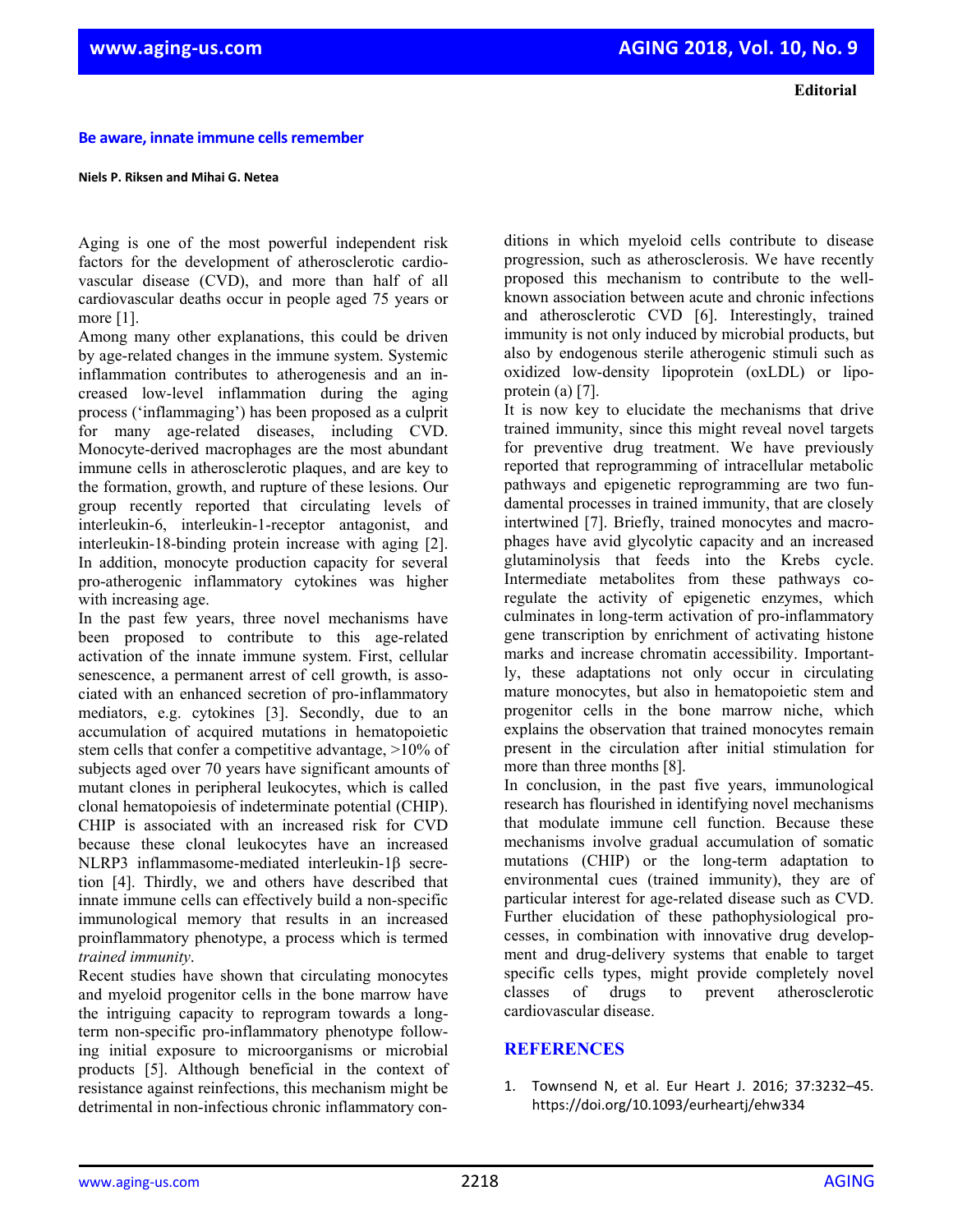**Editorial**

# Be aware, innate immune cells remember

**Niels P. Riksen and Mihai G. Netea**

Aging is one of the most powerful independent risk factors for the development of atherosclerotic cardiovascular disease (CVD), and more than half of all cardiovascular deaths occur in people aged 75 years or more [1].

Among many other explanations, this could be driven by age-related changes in the immune system. Systemic inflammation contributes to atherogenesis and an increased low-level inflammation during the aging process ('inflammaging') has been proposed as a culprit for many age-related diseases, including CVD. Monocyte-derived macrophages are the most abundant immune cells in atherosclerotic plaques, and are key to the formation, growth, and rupture of these lesions. Our group recently reported that circulating levels of interleukin-6, interleukin-1-receptor antagonist, and interleukin-18-binding protein increase with aging [2]. In addition, monocyte production capacity for several pro-atherogenic inflammatory cytokines was higher with increasing age.

In the past few years, three novel mechanisms have been proposed to contribute to this age-related activation of the innate immune system. First, cellular senescence, a permanent arrest of cell growth, is associated with an enhanced secretion of pro-inflammatory mediators, e.g. cytokines [3]. Secondly, due to an accumulation of acquired mutations in hematopoietic stem cells that confer a competitive advantage, >10% of subjects aged over 70 years have significant amounts of mutant clones in peripheral leukocytes, which is called clonal hematopoiesis of indeterminate potential (CHIP). CHIP is associated with an increased risk for CVD because these clonal leukocytes have an increased NLRP3 inflammasome-mediated interleukin-1β secretion [4]. Thirdly, we and others have described that innate immune cells can effectively build a non-specific immunological memory that results in an increased proinflammatory phenotype, a process which is termed *trained immunity*.

Recent studies have shown that circulating monocytes and myeloid progenitor cells in the bone marrow have the intriguing capacity to reprogram towards a long-term non-specific pro-inflammatory phenotype following initial exposure to microorganisms or microbial products [5]. Although beneficial in the context of resistance against reinfections, this mechanism might be detrimental in non-infectious chronic inflammatory conditions in which myeloid cells contribute to disease progression, such as atherosclerosis. We have recently proposed this mechanism to contribute to the well-known association between acute and chronic infections and atherosclerotic CVD [6]. Interestingly, trained immunity is not only induced by microbial products, but also by endogenous sterile atherogenic stimuli such as oxidized low-density lipoprotein (oxLDL) or lipoprotein (a) [7].

It is now key to elucidate the mechanisms that drive trained immunity, since this might reveal novel targets for preventive drug treatment. We have previously reported that reprogramming of intracellular metabolic pathways and epigenetic reprogramming are two fundamental processes in trained immunity, that are closely intertwined [7]. Briefly, trained monocytes and macrophages have avid glycolytic capacity and an increased glutaminolysis that feeds into the Krebs cycle. Intermediate metabolites from these pathways co-regulate the activity of epigenetic enzymes, which culminates in long-term activation of pro-inflammatory gene transcription by enrichment of activating histone marks and increase chromatin accessibility. Importantly, these adaptations not only occur in circulating mature monocytes, but also in hematopoietic stem and progenitor cells in the bone marrow niche, which explains the observation that trained monocytes remain present in the circulation after initial stimulation for more than three months [8].

In conclusion, in the past five years, immunological research has flourished in identifying novel mechanisms that modulate immune cell function. Because these mechanisms involve gradual accumulation of somatic mutations (CHIP) or the long-term adaptation to environmental cues (trained immunity), they are of particular interest for age-related disease such as CVD. Further elucidation of these pathophysiological processes, in combination with innovative drug development and drug-delivery systems that enable to target specific cells types, might provide completely novel classes of drugs to prevent atherosclerotic cardiovascular disease.

## REFERENCES

1. Townsend N, et al. Eur Heart J. 2016; 37:3232–45. https://doi.org/10.1093/eurheartj/ehw334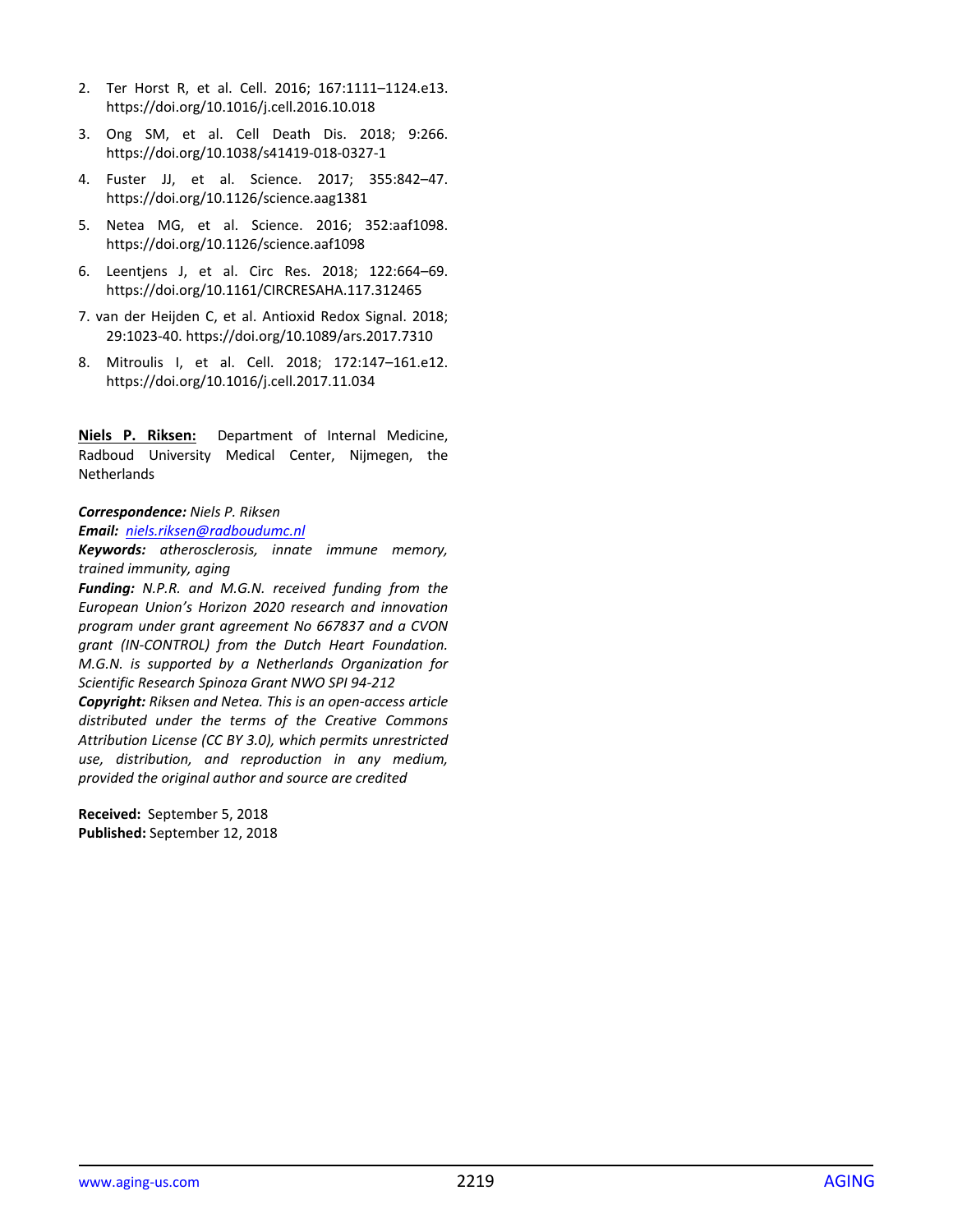2. Ter Horst R, et al. Cell. 2016; 167:1111–1124.e13. https://doi.org/10.1016/j.cell.2016.10.018

3. Ong SM, et al. Cell Death Dis. 2018; 9:266. https://doi.org/10.1038/s41419-018-0327-1

4. Fuster JJ, et al. Science. 2017; 355:842–47. https://doi.org/10.1126/science.aag1381

5. Netea MG, et al. Science. 2016; 352:aaf1098. https://doi.org/10.1126/science.aaf1098

6. Leentjens J, et al. Circ Res. 2018; 122:664–69. https://doi.org/10.1161/CIRCRESAHA.117.312465

7. van der Heijden C, et al. Antioxid Redox Signal. 2018; 29:1023-40. https://doi.org/10.1089/ars.2017.7310

8. Mitroulis I, et al. Cell. 2018; 172:147–161.e12. https://doi.org/10.1016/j.cell.2017.11.034

**Niels P. Riksen:** Department of Internal Medicine, Radboud University Medical Center, Nijmegen, the Netherlands

***Correspondence:*** *Niels P. Riksen*
***Email:*** *niels.riksen@radboudumc.nl*
***Keywords:*** *atherosclerosis, innate immune memory, trained immunity, aging*
***Funding:*** *N.P.R. and M.G.N. received funding from the European Union's Horizon 2020 research and innovation program under grant agreement No 667837 and a CVON grant (IN-CONTROL) from the Dutch Heart Foundation. M.G.N. is supported by a Netherlands Organization for Scientific Research Spinoza Grant NWO SPI 94-212*
***Copyright:*** *Riksen and Netea. This is an open-access article distributed under the terms of the Creative Commons Attribution License (CC BY 3.0), which permits unrestricted use, distribution, and reproduction in any medium, provided the original author and source are credited*

**Received:** September 5, 2018
**Published:** September 12, 2018